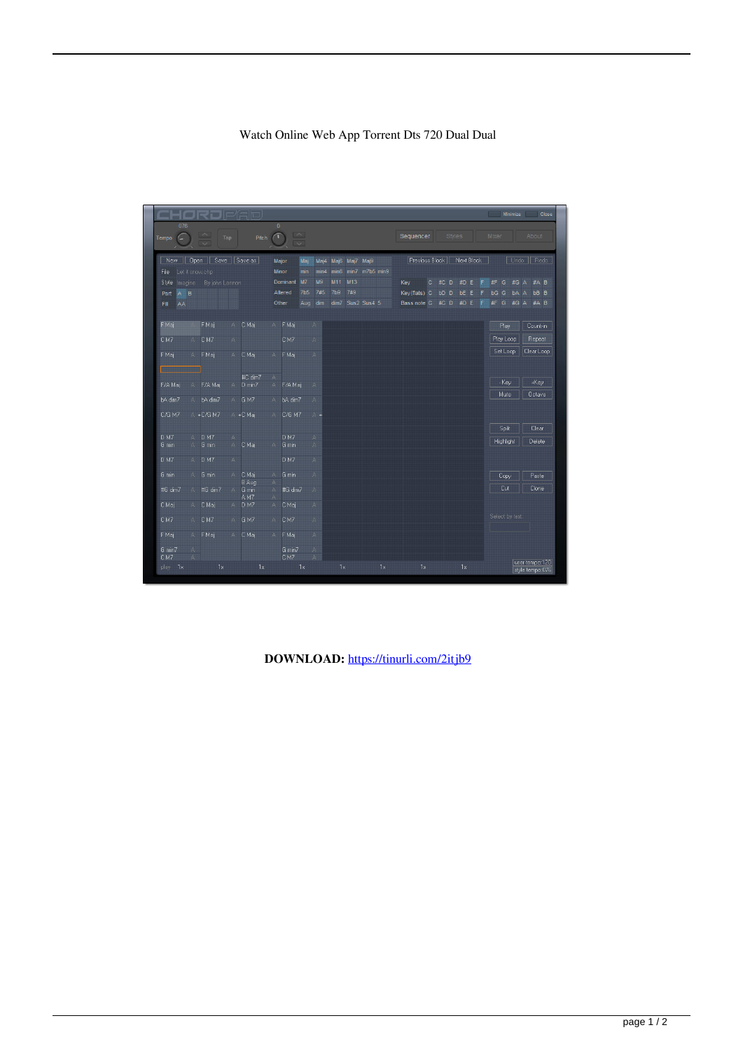Watch Online Web App Torrent Dts 720 Dual Dual

**DOWNLOAD:** https://tinurli.com/2itjb9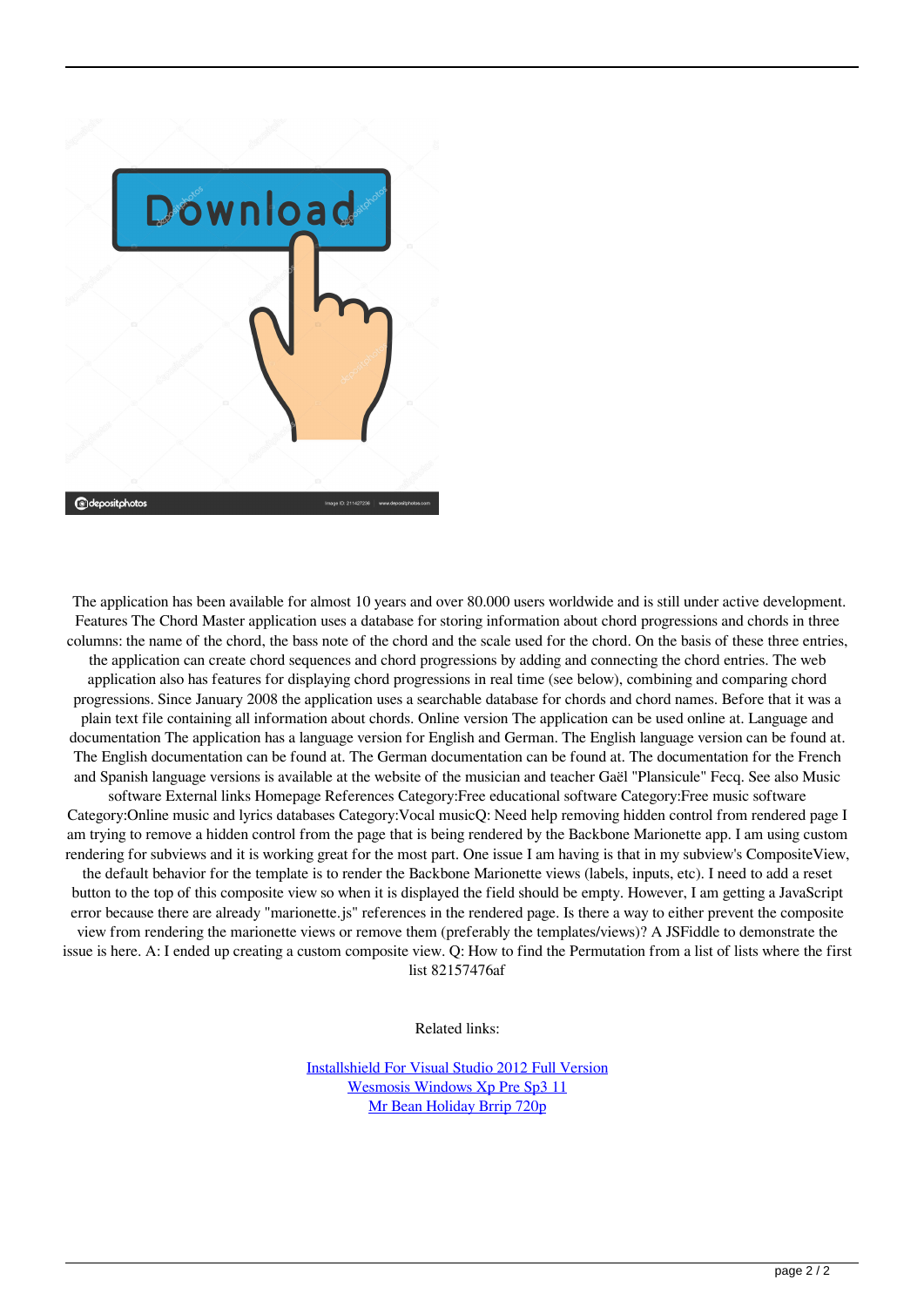The application has been available for almost 10 years and over 80.000 users worldwide and is still under active development. Features The Chord Master application uses a database for storing information about chord progressions and chords in three columns: the name of the chord, the bass note of the chord and the scale used for the chord. On the basis of these three entries, the application can create chord sequences and chord progressions by adding and connecting the chord entries. The web application also has features for displaying chord progressions in real time (see below), combining and comparing chord progressions. Since January 2008 the application uses a searchable database for chords and chord names. Before that it was a plain text file containing all information about chords. Online version The application can be used online at. Language and documentation The application has a language version for English and German. The English language version can be found at. The English documentation can be found at. The German documentation can be found at. The documentation for the French and Spanish language versions is available at the website of the musician and teacher Gaël "Plansicule" Fecq. See also Music software External links Homepage References Category:Free educational software Category:Free music software Category:Online music and lyrics databases Category:Vocal musicQ: Need help removing hidden control from rendered page I am trying to remove a hidden control from the page that is being rendered by the Backbone Marionette app. I am using custom rendering for subviews and it is working great for the most part. One issue I am having is that in my subview's CompositeView, the default behavior for the template is to render the Backbone Marionette views (labels, inputs, etc). I need to add a reset button to the top of this composite view so when it is displayed the field should be empty. However, I am getting a JavaScript error because there are already "marionette.js" references in the rendered page. Is there a way to either prevent the composite view from rendering the marionette views or remove them (preferably the templates/views)? A JSFiddle to demonstrate the issue is here. A: I ended up creating a custom composite view. Q: How to find the Permutation from a list of lists where the first list 82157476af

Related links:

[Installshield For Visual Studio 2012 Full Version]
[Wesmosis Windows Xp Pre Sp3 11]
[Mr Bean Holiday Brrip 720p]